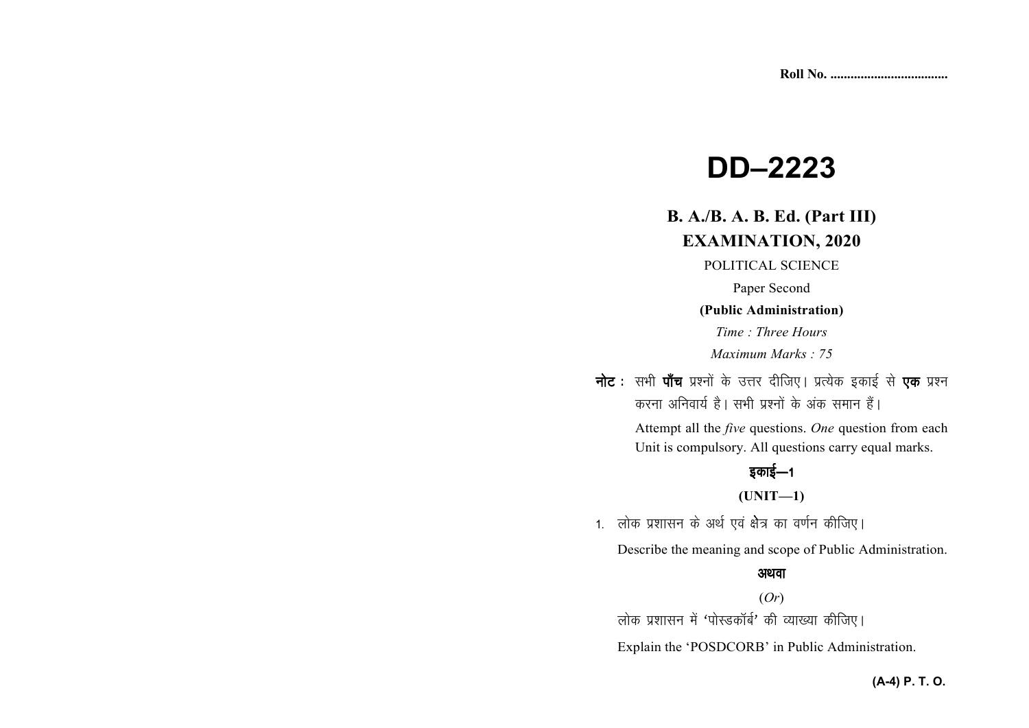Roll No. ...................................

# DD–2223

## B. A./B. A. B. Ed. (Part III) EXAMINATION, 2020

POLITICAL SCIENCE

Paper Second

**(Public Administration)**

*Time : Three Hours*

*Maximum Marks : 75*

**नोट :** सभी **पाँच** प्रश्नों के उत्तर दीजिए। प्रत्येक इकाई से **एक** प्रश्न करना अनिवार्य है। सभी प्रश्नों के अंक समान हैं।

Attempt all the *five* questions. *One* question from each Unit is compulsory. All questions carry equal marks.

### इकाई—1

### (UNIT—1)

1. लोक प्रशासन के अर्थ एवं क्षेत्र का वर्णन कीजिए।

   Describe the meaning and scope of Public Administration.

   **अथवा**

   (*Or*)

   लोक प्रशासन में 'पोस्डकॉर्ब' की व्याख्या कीजिए।

   Explain the 'POSDCORB' in Public Administration.

(A-4) P. T. O.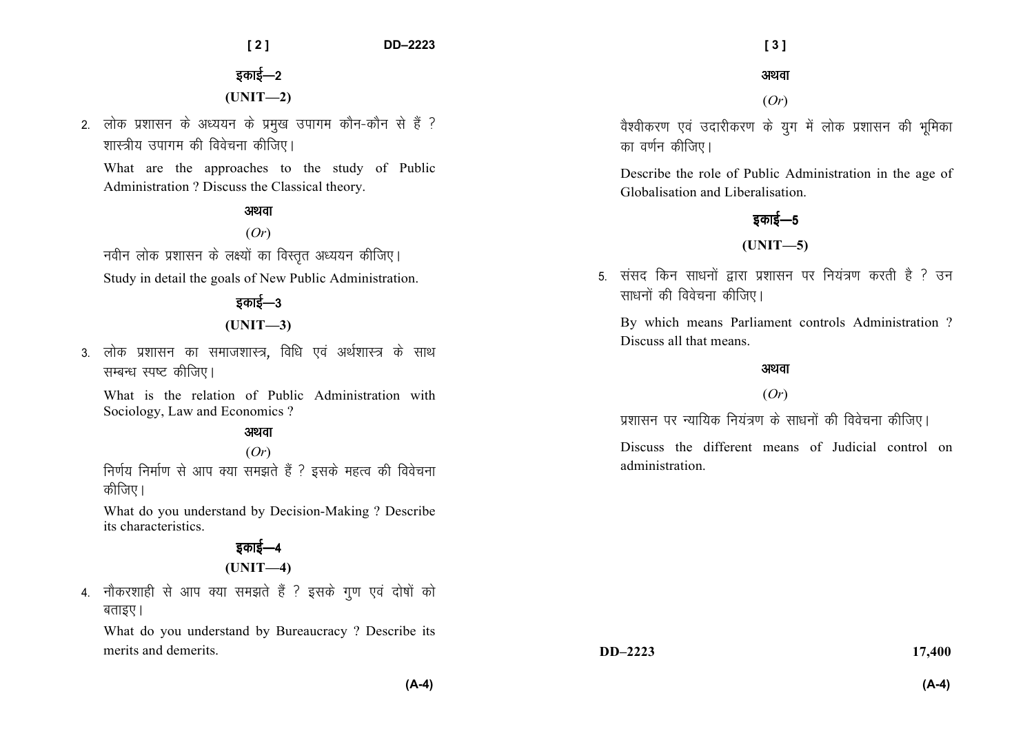## इकाई—2

## (UNIT—2)

2. लोक प्रशासन के अध्ययन के प्रमुख उपागम कौन-कौन से हैं ? शास्त्रीय उपागम की विवेचना कीजिए।

   What are the approaches to the study of Public Administration ? Discuss the Classical theory.

   अथवा

   (*Or*)

   नवीन लोक प्रशासन के लक्ष्यों का विस्तृत अध्ययन कीजिए।

   Study in detail the goals of New Public Administration.

## इकाई—3

## (UNIT—3)

3. लोक प्रशासन का समाजशास्त्र, विधि एवं अर्थशास्त्र के साथ सम्बन्ध स्पष्ट कीजिए।

   What is the relation of Public Administration with Sociology, Law and Economics ?

   अथवा

   (*Or*)

   निर्णय निर्माण से आप क्या समझते हैं ? इसके महत्व की विवेचना कीजिए।

   What do you understand by Decision-Making ? Describe its characteristics.

## इकाई—4

## (UNIT—4)

4. नौकरशाही से आप क्या समझते हैं ? इसके गुण एवं दोषों को बताइए।

   What do you understand by Bureaucracy ? Describe its merits and demerits.

   अथवा

   (*Or*)

   वैश्वीकरण एवं उदारीकरण के युग में लोक प्रशासन की भूमिका का वर्णन कीजिए।

   Describe the role of Public Administration in the age of Globalisation and Liberalisation.

## इकाई—5

## (UNIT—5)

5. संसद किन साधनों द्वारा प्रशासन पर नियंत्रण करती है ? उन साधनों की विवेचना कीजिए।

   By which means Parliament controls Administration ? Discuss all that means.

   अथवा

   (*Or*)

   प्रशासन पर न्यायिक नियंत्रण के साधनों की विवेचना कीजिए।

   Discuss the different means of Judicial control on administration.

DD–2223 17,400